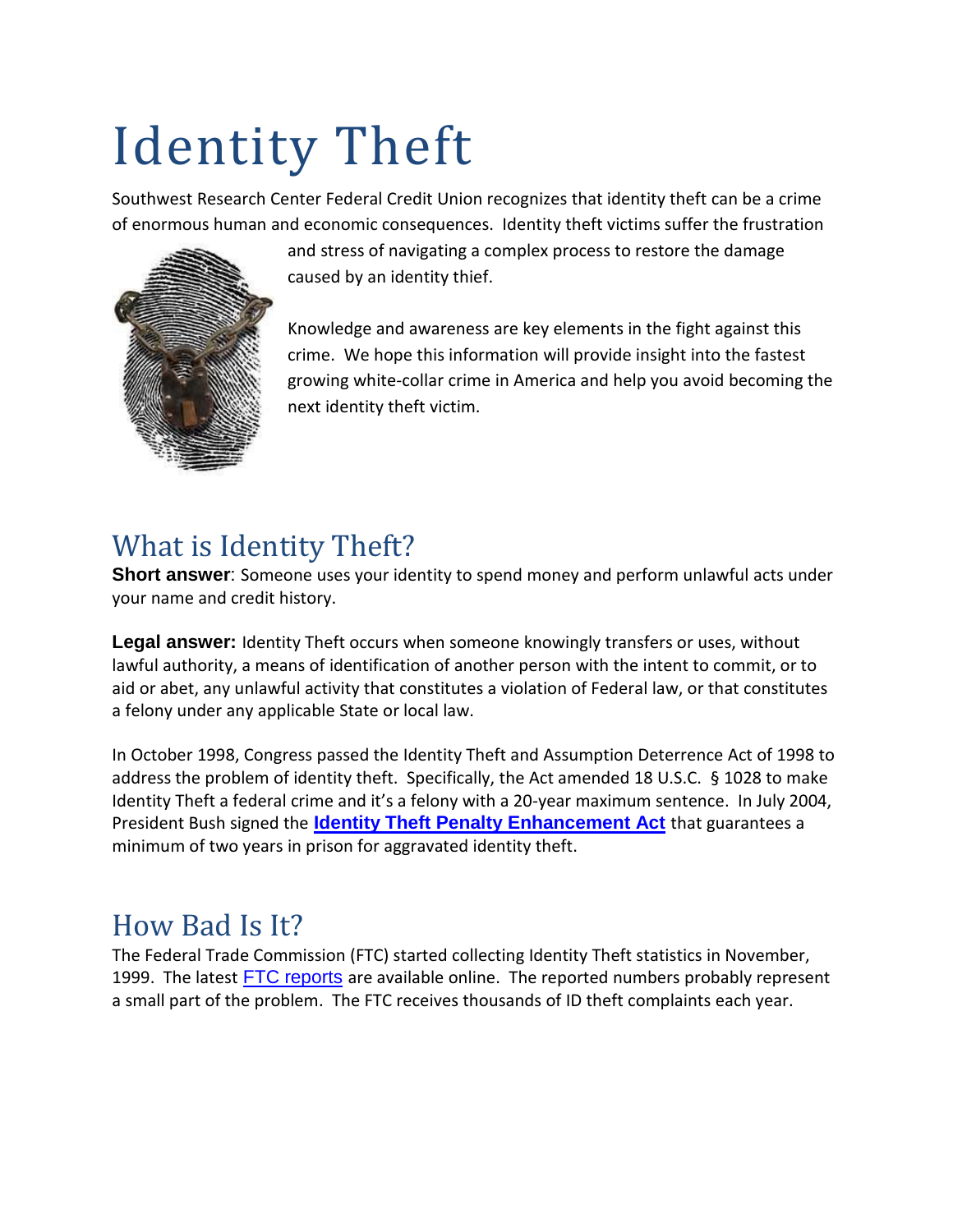# Identity Theft

Southwest Research Center Federal Credit Union recognizes that identity theft can be a crime of enormous human and economic consequences. Identity theft victims suffer the frustration and stress of navigating a complex process to restore the damage caused by an identity thief.

Knowledge and awareness are key elements in the fight against this crime. We hope this information will provide insight into the fastest growing white-collar crime in America and help you avoid becoming the next identity theft victim.

## What is Identity Theft?

**Short answer**: Someone uses your identity to spend money and perform unlawful acts under your name and credit history.

**Legal answer:** Identity Theft occurs when someone knowingly transfers or uses, without lawful authority, a means of identification of another person with the intent to commit, or to aid or abet, any unlawful activity that constitutes a violation of Federal law, or that constitutes a felony under any applicable State or local law.

In October 1998, Congress passed the Identity Theft and Assumption Deterrence Act of 1998 to address the problem of identity theft. Specifically, the Act amended 18 U.S.C. § 1028 to make Identity Theft a federal crime and it's a felony with a 20-year maximum sentence. In July 2004, President Bush signed the **Identity Theft Penalty Enhancement Act** that guarantees a minimum of two years in prison for aggravated identity theft.

## How Bad Is It?

The Federal Trade Commission (FTC) started collecting Identity Theft statistics in November, 1999. The latest FTC reports are available online. The reported numbers probably represent a small part of the problem. The FTC receives thousands of ID theft complaints each year.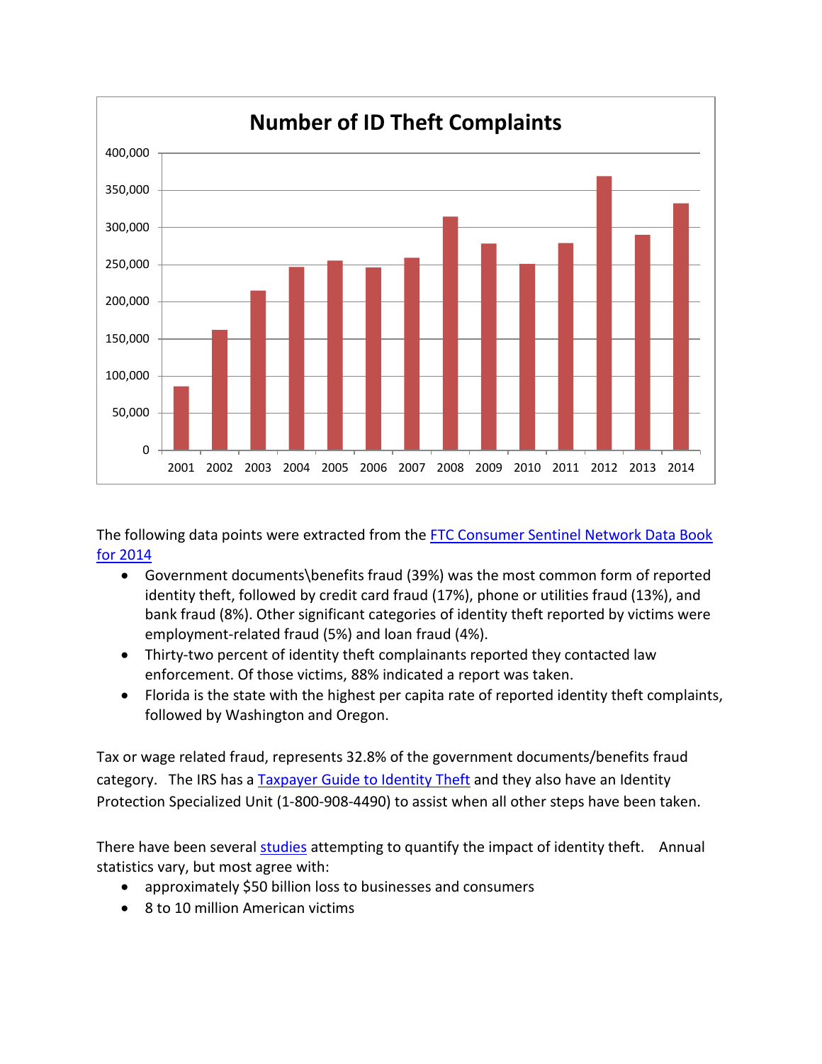**Number of ID Theft Complaints**

The following data points were extracted from the FTC Consumer Sentinel Network Data Book for 2014

- Government documents\benefits fraud (39%) was the most common form of reported identity theft, followed by credit card fraud (17%), phone or utilities fraud (13%), and bank fraud (8%). Other significant categories of identity theft reported by victims were employment-related fraud (5%) and loan fraud (4%).
- Thirty-two percent of identity theft complainants reported they contacted law enforcement. Of those victims, 88% indicated a report was taken.
- Florida is the state with the highest per capita rate of reported identity theft complaints, followed by Washington and Oregon.

Tax or wage related fraud, represents 32.8% of the government documents/benefits fraud category. The IRS has a Taxpayer Guide to Identity Theft and they also have an Identity Protection Specialized Unit (1-800-908-4490) to assist when all other steps have been taken.

There have been several studies attempting to quantify the impact of identity theft. Annual statistics vary, but most agree with:

- approximately $50 billion loss to businesses and consumers
- 8 to 10 million American victims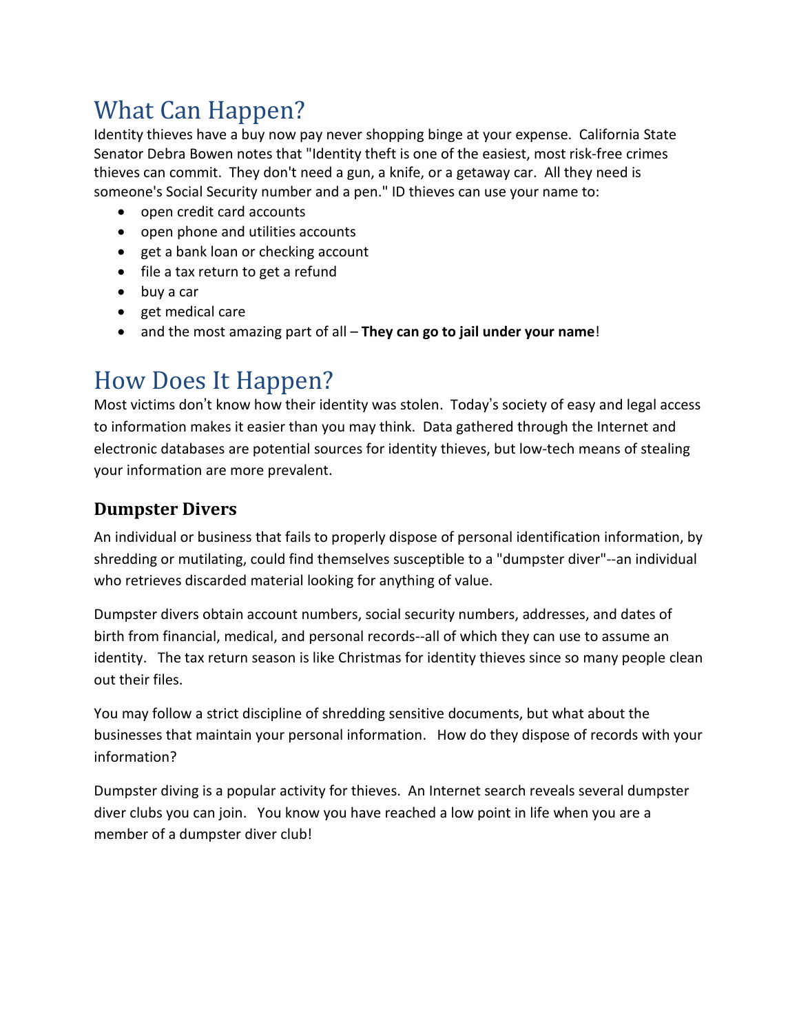# What Can Happen?

Identity thieves have a buy now pay never shopping binge at your expense. California State Senator Debra Bowen notes that "Identity theft is one of the easiest, most risk-free crimes thieves can commit. They don't need a gun, a knife, or a getaway car. All they need is someone's Social Security number and a pen." ID thieves can use your name to:

- open credit card accounts
- open phone and utilities accounts
- get a bank loan or checking account
- file a tax return to get a refund
- buy a car
- get medical care
- and the most amazing part of all – **They can go to jail under your name**!

# How Does It Happen?

Most victims don't know how their identity was stolen. Today's society of easy and legal access to information makes it easier than you may think. Data gathered through the Internet and electronic databases are potential sources for identity thieves, but low-tech means of stealing your information are more prevalent.

## Dumpster Divers

An individual or business that fails to properly dispose of personal identification information, by shredding or mutilating, could find themselves susceptible to a "dumpster diver"--an individual who retrieves discarded material looking for anything of value.

Dumpster divers obtain account numbers, social security numbers, addresses, and dates of birth from financial, medical, and personal records--all of which they can use to assume an identity. The tax return season is like Christmas for identity thieves since so many people clean out their files.

You may follow a strict discipline of shredding sensitive documents, but what about the businesses that maintain your personal information. How do they dispose of records with your information?

Dumpster diving is a popular activity for thieves. An Internet search reveals several dumpster diver clubs you can join. You know you have reached a low point in life when you are a member of a dumpster diver club!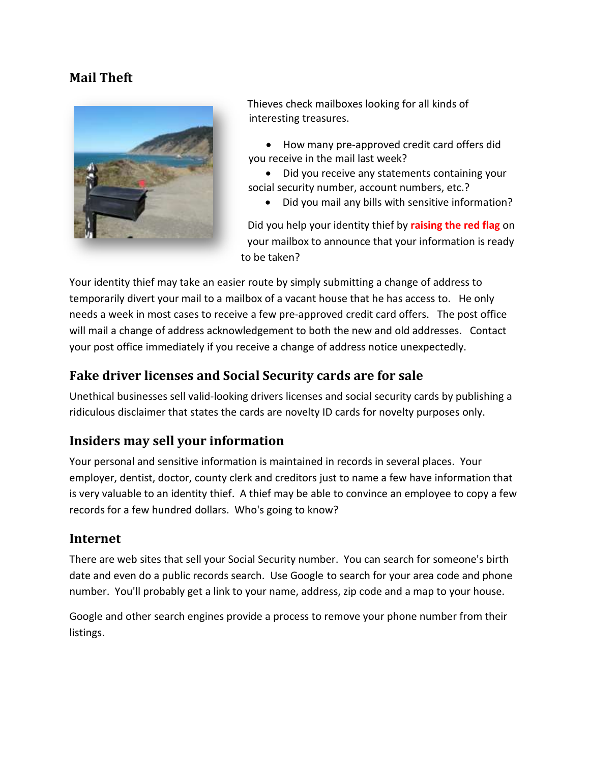## Mail Theft

Thieves check mailboxes looking for all kinds of interesting treasures.

- How many pre-approved credit card offers did you receive in the mail last week?
- Did you receive any statements containing your social security number, account numbers, etc.?
- Did you mail any bills with sensitive information?

Did you help your identity thief by **raising the red flag** on your mailbox to announce that your information is ready to be taken?

Your identity thief may take an easier route by simply submitting a change of address to temporarily divert your mail to a mailbox of a vacant house that he has access to. He only needs a week in most cases to receive a few pre-approved credit card offers. The post office will mail a change of address acknowledgement to both the new and old addresses. Contact your post office immediately if you receive a change of address notice unexpectedly.

## Fake driver licenses and Social Security cards are for sale

Unethical businesses sell valid-looking drivers licenses and social security cards by publishing a ridiculous disclaimer that states the cards are novelty ID cards for novelty purposes only.

## Insiders may sell your information

Your personal and sensitive information is maintained in records in several places. Your employer, dentist, doctor, county clerk and creditors just to name a few have information that is very valuable to an identity thief. A thief may be able to convince an employee to copy a few records for a few hundred dollars. Who's going to know?

## Internet

There are web sites that sell your Social Security number. You can search for someone's birth date and even do a public records search. Use Google to search for your area code and phone number. You'll probably get a link to your name, address, zip code and a map to your house.

Google and other search engines provide a process to remove your phone number from their listings.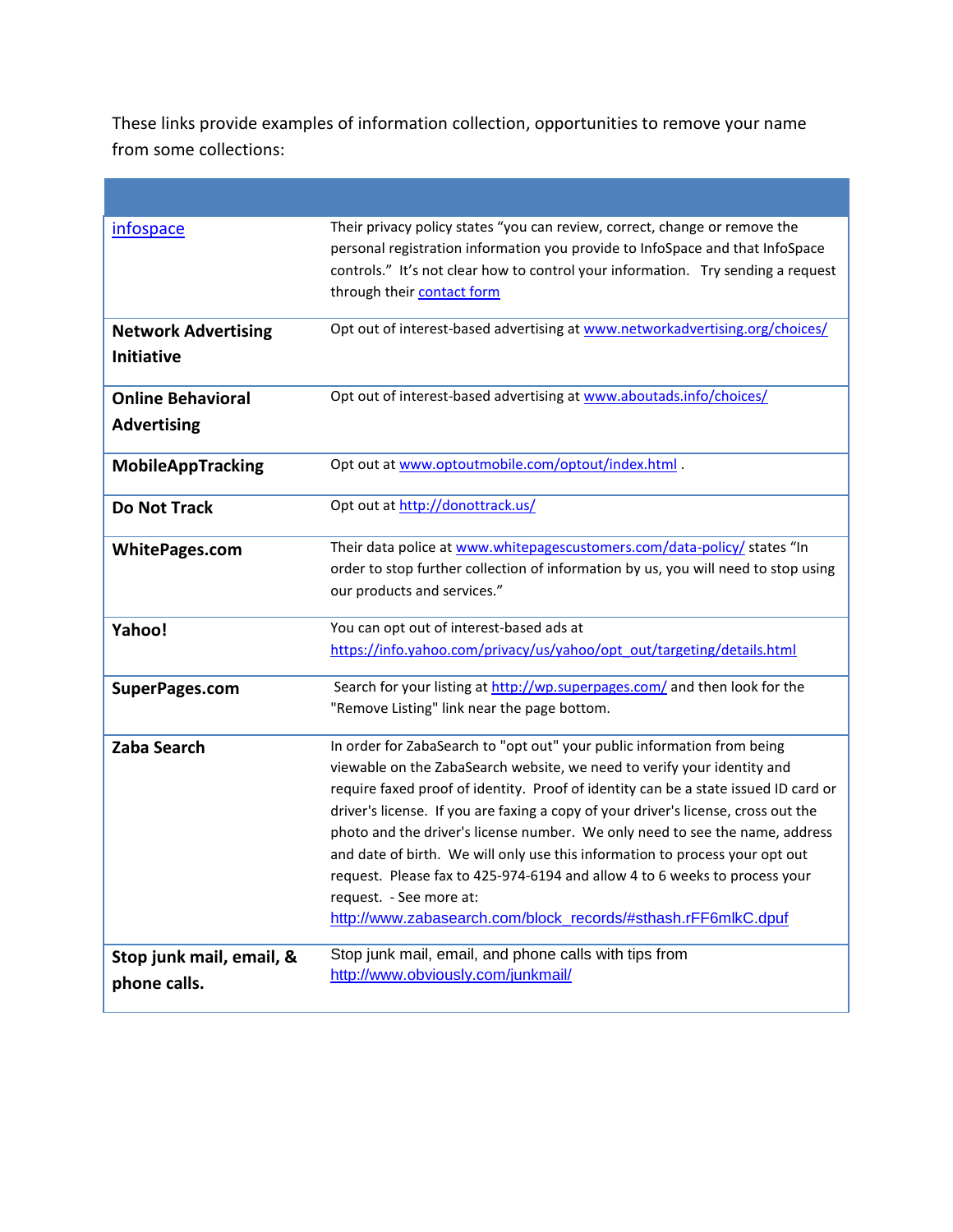These links provide examples of information collection, opportunities to remove your name from some collections:

| | |
|---|---|
| infospace | Their privacy policy states "you can review, correct, change or remove the personal registration information you provide to InfoSpace and that InfoSpace controls." It's not clear how to control your information. Try sending a request through their contact form |
| **Network Advertising Initiative** | Opt out of interest-based advertising at www.networkadvertising.org/choices/ |
| **Online Behavioral Advertising** | Opt out of interest-based advertising at www.aboutads.info/choices/ |
| **MobileAppTracking** | Opt out at www.optoutmobile.com/optout/index.html . |
| **Do Not Track** | Opt out at http://donottrack.us/ |
| **WhitePages.com** | Their data police at www.whitepagescustomers.com/data-policy/ states "In order to stop further collection of information by us, you will need to stop using our products and services." |
| **Yahoo!** | You can opt out of interest-based ads at https://info.yahoo.com/privacy/us/yahoo/opt_out/targeting/details.html |
| **SuperPages.com** | Search for your listing at http://wp.superpages.com/ and then look for the "Remove Listing" link near the page bottom. |
| **Zaba Search** | In order for ZabaSearch to "opt out" your public information from being viewable on the ZabaSearch website, we need to verify your identity and require faxed proof of identity. Proof of identity can be a state issued ID card or driver's license. If you are faxing a copy of your driver's license, cross out the photo and the driver's license number. We only need to see the name, address and date of birth. We will only use this information to process your opt out request. Please fax to 425-974-6194 and allow 4 to 6 weeks to process your request. - See more at: http://www.zabasearch.com/block_records/#sthash.rFF6mlkC.dpuf |
| **Stop junk mail, email, & phone calls.** | Stop junk mail, email, and phone calls with tips from http://www.obviously.com/junkmail/ |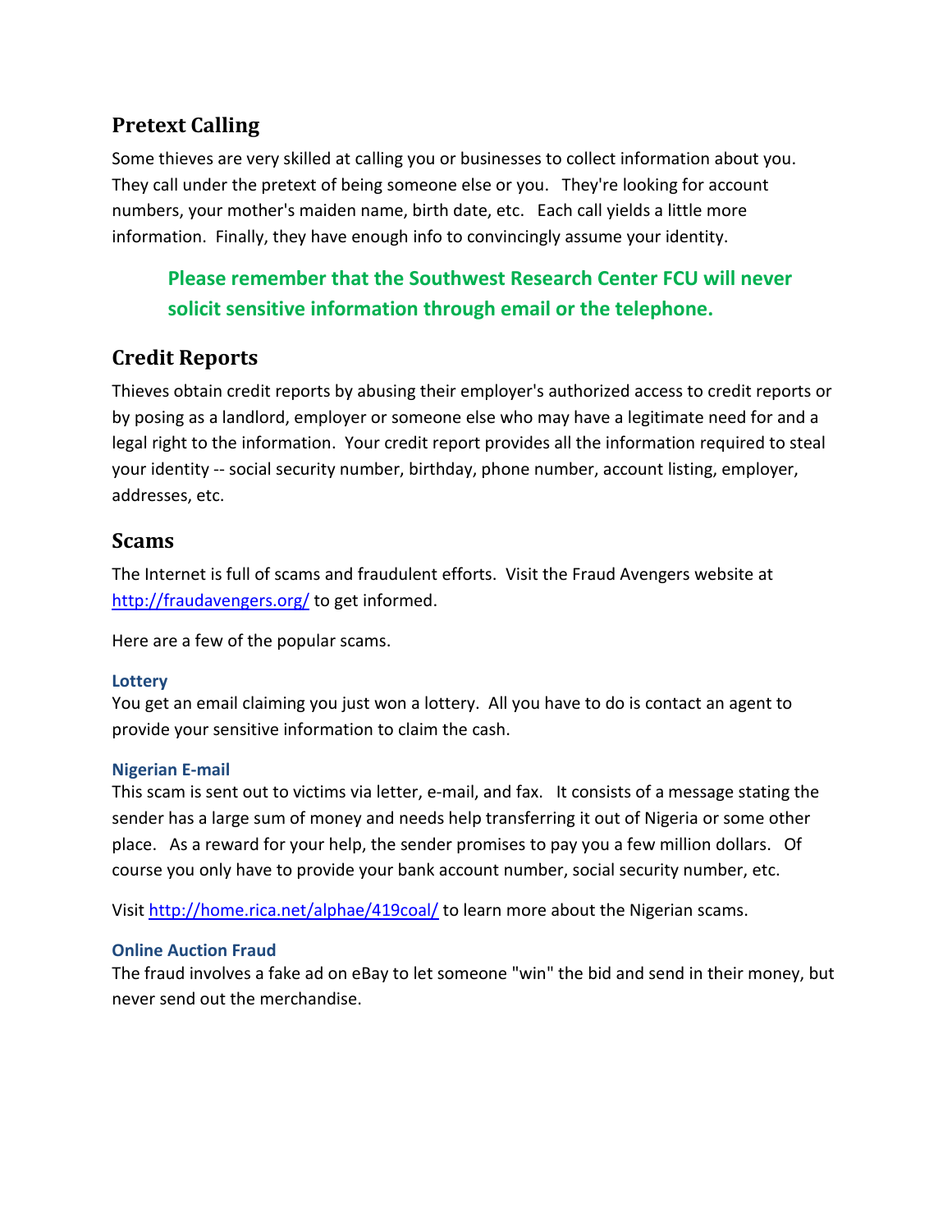## Pretext Calling

Some thieves are very skilled at calling you or businesses to collect information about you. They call under the pretext of being someone else or you. They're looking for account numbers, your mother's maiden name, birth date, etc. Each call yields a little more information. Finally, they have enough info to convincingly assume your identity.

> **Please remember that the Southwest Research Center FCU will never solicit sensitive information through email or the telephone.**

## Credit Reports

Thieves obtain credit reports by abusing their employer's authorized access to credit reports or by posing as a landlord, employer or someone else who may have a legitimate need for and a legal right to the information. Your credit report provides all the information required to steal your identity -- social security number, birthday, phone number, account listing, employer, addresses, etc.

## Scams

The Internet is full of scams and fraudulent efforts. Visit the Fraud Avengers website at [http://fraudavengers.org/](http://fraudavengers.org/) to get informed.

Here are a few of the popular scams.

#### Lottery

You get an email claiming you just won a lottery. All you have to do is contact an agent to provide your sensitive information to claim the cash.

#### Nigerian E-mail

This scam is sent out to victims via letter, e-mail, and fax. It consists of a message stating the sender has a large sum of money and needs help transferring it out of Nigeria or some other place. As a reward for your help, the sender promises to pay you a few million dollars. Of course you only have to provide your bank account number, social security number, etc.

Visit [http://home.rica.net/alphae/419coal/](http://home.rica.net/alphae/419coal/) to learn more about the Nigerian scams.

#### Online Auction Fraud

The fraud involves a fake ad on eBay to let someone "win" the bid and send in their money, but never send out the merchandise.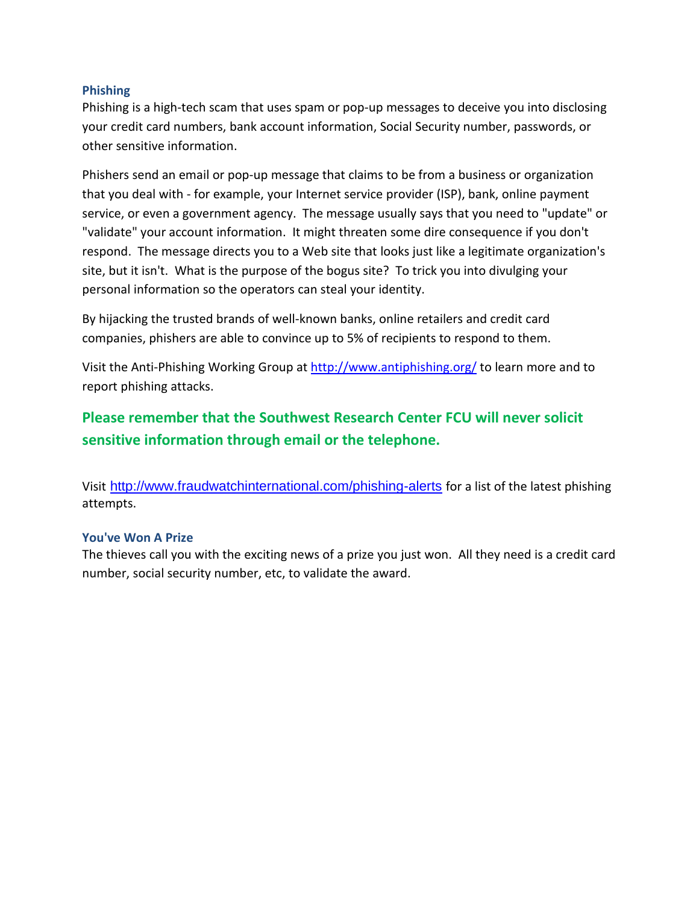### Phishing

Phishing is a high-tech scam that uses spam or pop-up messages to deceive you into disclosing your credit card numbers, bank account information, Social Security number, passwords, or other sensitive information.

Phishers send an email or pop-up message that claims to be from a business or organization that you deal with - for example, your Internet service provider (ISP), bank, online payment service, or even a government agency. The message usually says that you need to "update" or "validate" your account information. It might threaten some dire consequence if you don't respond. The message directs you to a Web site that looks just like a legitimate organization's site, but it isn't. What is the purpose of the bogus site? To trick you into divulging your personal information so the operators can steal your identity.

By hijacking the trusted brands of well-known banks, online retailers and credit card companies, phishers are able to convince up to 5% of recipients to respond to them.

Visit the Anti-Phishing Working Group at http://www.antiphishing.org/ to learn more and to report phishing attacks.

**Please remember that the Southwest Research Center FCU will never solicit sensitive information through email or the telephone.**

Visit http://www.fraudwatchinternational.com/phishing-alerts for a list of the latest phishing attempts.

### You've Won A Prize

The thieves call you with the exciting news of a prize you just won. All they need is a credit card number, social security number, etc, to validate the award.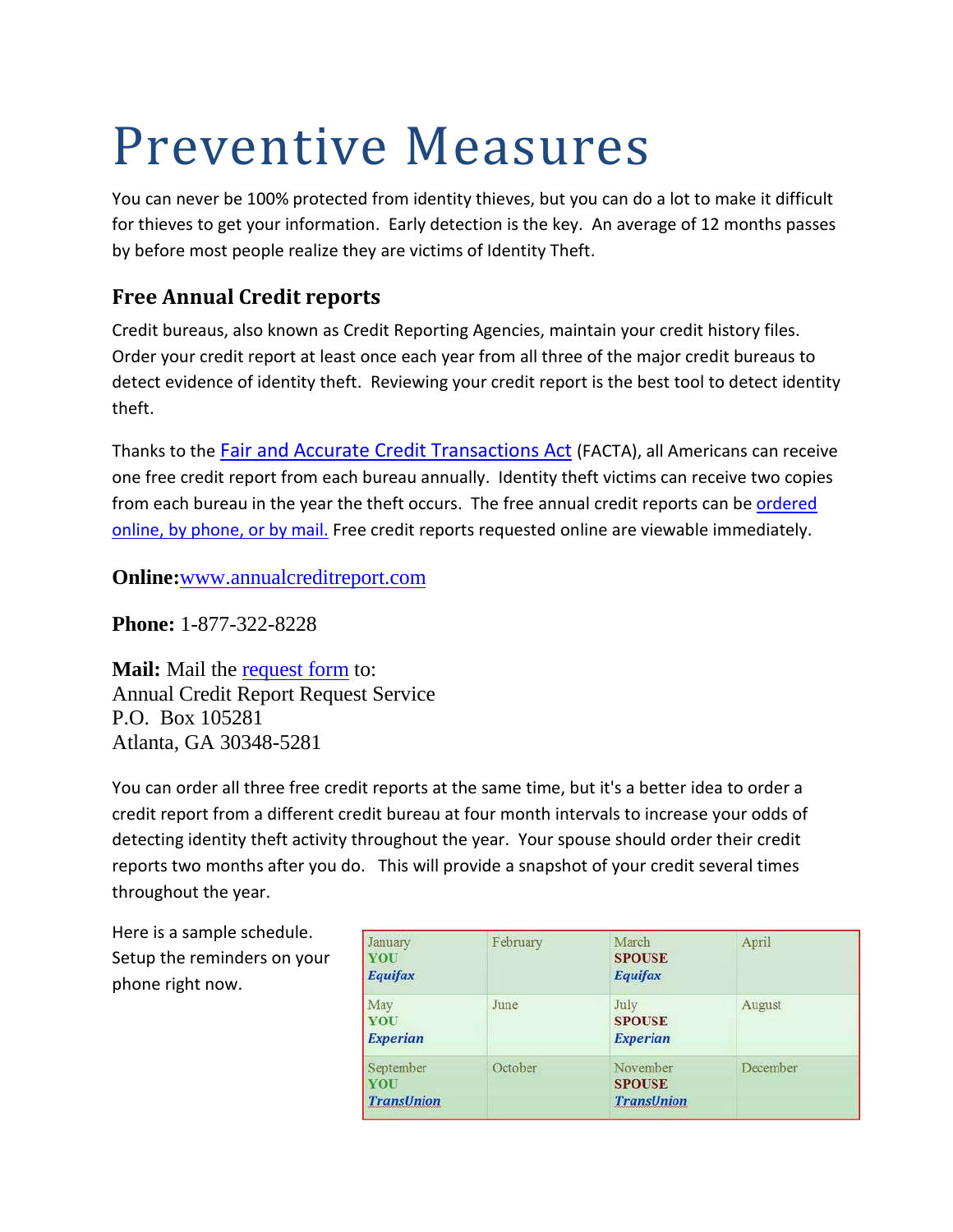# Preventive Measures

You can never be 100% protected from identity thieves, but you can do a lot to make it difficult for thieves to get your information. Early detection is the key. An average of 12 months passes by before most people realize they are victims of Identity Theft.

## Free Annual Credit reports

Credit bureaus, also known as Credit Reporting Agencies, maintain your credit history files. Order your credit report at least once each year from all three of the major credit bureaus to detect evidence of identity theft. Reviewing your credit report is the best tool to detect identity theft.

Thanks to the Fair and Accurate Credit Transactions Act (FACTA), all Americans can receive one free credit report from each bureau annually. Identity theft victims can receive two copies from each bureau in the year the theft occurs. The free annual credit reports can be ordered online, by phone, or by mail. Free credit reports requested online are viewable immediately.

**Online:** www.annualcreditreport.com

**Phone:** 1-877-322-8228

**Mail:** Mail the request form to:
Annual Credit Report Request Service
P.O. Box 105281
Atlanta, GA 30348-5281

You can order all three free credit reports at the same time, but it's a better idea to order a credit report from a different credit bureau at four month intervals to increase your odds of detecting identity theft activity throughout the year. Your spouse should order their credit reports two months after you do. This will provide a snapshot of your credit several times throughout the year.

Here is a sample schedule. Setup the reminders on your phone right now.

| | | | |
|---|---|---|---|
| January **YOU** ***Equifax*** | February | March **SPOUSE** ***Equifax*** | April |
| May **YOU** ***Experian*** | June | July **SPOUSE** ***Experian*** | August |
| September **YOU** ***TransUnion*** | October | November **SPOUSE** ***TransUnion*** | December |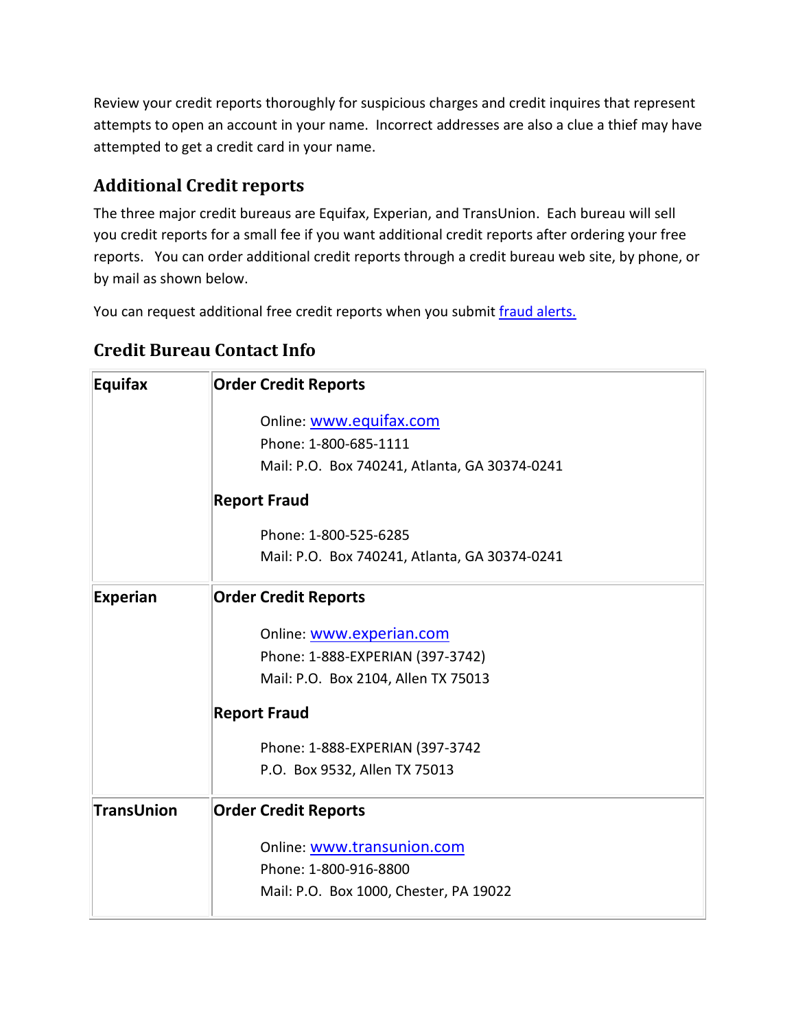Review your credit reports thoroughly for suspicious charges and credit inquires that represent attempts to open an account in your name. Incorrect addresses are also a clue a thief may have attempted to get a credit card in your name.

## Additional Credit reports

The three major credit bureaus are Equifax, Experian, and TransUnion. Each bureau will sell you credit reports for a small fee if you want additional credit reports after ordering your free reports. You can order additional credit reports through a credit bureau web site, by phone, or by mail as shown below.

You can request additional free credit reports when you submit [fraud alerts.]()

## Credit Bureau Contact Info

| | |
|---|---|
| **Equifax** | **Order Credit Reports**<br><br>Online: [www.equifax.com](www.equifax.com)<br>Phone: 1-800-685-1111<br>Mail: P.O. Box 740241, Atlanta, GA 30374-0241<br><br>**Report Fraud**<br><br>Phone: 1-800-525-6285<br>Mail: P.O. Box 740241, Atlanta, GA 30374-0241 |
| **Experian** | **Order Credit Reports**<br><br>Online: [www.experian.com](www.experian.com)<br>Phone: 1-888-EXPERIAN (397-3742)<br>Mail: P.O. Box 2104, Allen TX 75013<br><br>**Report Fraud**<br><br>Phone: 1-888-EXPERIAN (397-3742<br>P.O. Box 9532, Allen TX 75013 |
| **TransUnion** | **Order Credit Reports**<br><br>Online: [www.transunion.com](www.transunion.com)<br>Phone: 1-800-916-8800<br>Mail: P.O. Box 1000, Chester, PA 19022 |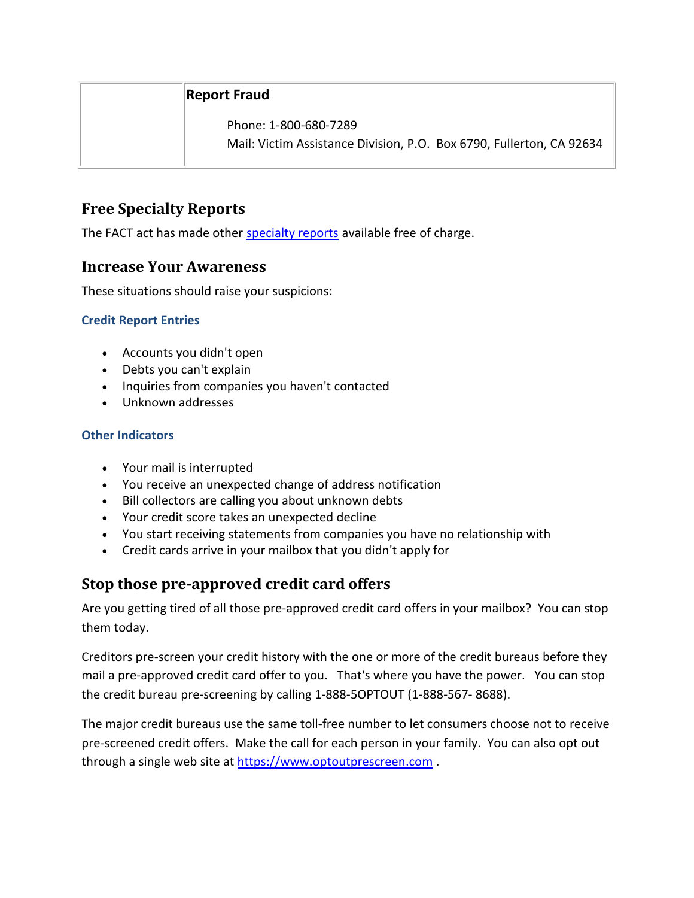| | Report Fraud<br><br>Phone: 1-800-680-7289<br>Mail: Victim Assistance Division, P.O. Box 6790, Fullerton, CA 92634 |
|---|---|

## Free Specialty Reports

The FACT act has made other specialty reports available free of charge.

## Increase Your Awareness

These situations should raise your suspicions:

### Credit Report Entries

- Accounts you didn't open
- Debts you can't explain
- Inquiries from companies you haven't contacted
- Unknown addresses

### Other Indicators

- Your mail is interrupted
- You receive an unexpected change of address notification
- Bill collectors are calling you about unknown debts
- Your credit score takes an unexpected decline
- You start receiving statements from companies you have no relationship with
- Credit cards arrive in your mailbox that you didn't apply for

## Stop those pre-approved credit card offers

Are you getting tired of all those pre-approved credit card offers in your mailbox? You can stop them today.

Creditors pre-screen your credit history with the one or more of the credit bureaus before they mail a pre-approved credit card offer to you. That's where you have the power. You can stop the credit bureau pre-screening by calling 1-888-5OPTOUT (1-888-567- 8688).

The major credit bureaus use the same toll-free number to let consumers choose not to receive pre-screened credit offers. Make the call for each person in your family. You can also opt out through a single web site at https://www.optoutprescreen.com .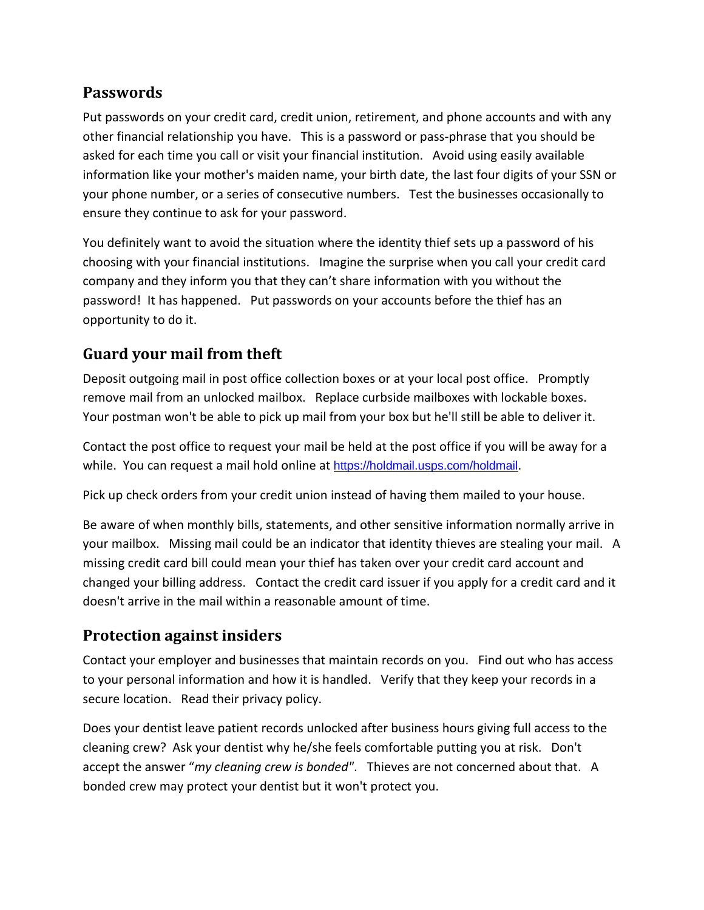## Passwords

Put passwords on your credit card, credit union, retirement, and phone accounts and with any other financial relationship you have. This is a password or pass-phrase that you should be asked for each time you call or visit your financial institution. Avoid using easily available information like your mother's maiden name, your birth date, the last four digits of your SSN or your phone number, or a series of consecutive numbers. Test the businesses occasionally to ensure they continue to ask for your password.

You definitely want to avoid the situation where the identity thief sets up a password of his choosing with your financial institutions. Imagine the surprise when you call your credit card company and they inform you that they can't share information with you without the password! It has happened. Put passwords on your accounts before the thief has an opportunity to do it.

## Guard your mail from theft

Deposit outgoing mail in post office collection boxes or at your local post office. Promptly remove mail from an unlocked mailbox. Replace curbside mailboxes with lockable boxes. Your postman won't be able to pick up mail from your box but he'll still be able to deliver it.

Contact the post office to request your mail be held at the post office if you will be away for a while. You can request a mail hold online at https://holdmail.usps.com/holdmail.

Pick up check orders from your credit union instead of having them mailed to your house.

Be aware of when monthly bills, statements, and other sensitive information normally arrive in your mailbox. Missing mail could be an indicator that identity thieves are stealing your mail. A missing credit card bill could mean your thief has taken over your credit card account and changed your billing address. Contact the credit card issuer if you apply for a credit card and it doesn't arrive in the mail within a reasonable amount of time.

## Protection against insiders

Contact your employer and businesses that maintain records on you. Find out who has access to your personal information and how it is handled. Verify that they keep your records in a secure location. Read their privacy policy.

Does your dentist leave patient records unlocked after business hours giving full access to the cleaning crew? Ask your dentist why he/she feels comfortable putting you at risk. Don't accept the answer "*my cleaning crew is bonded*". Thieves are not concerned about that. A bonded crew may protect your dentist but it won't protect you.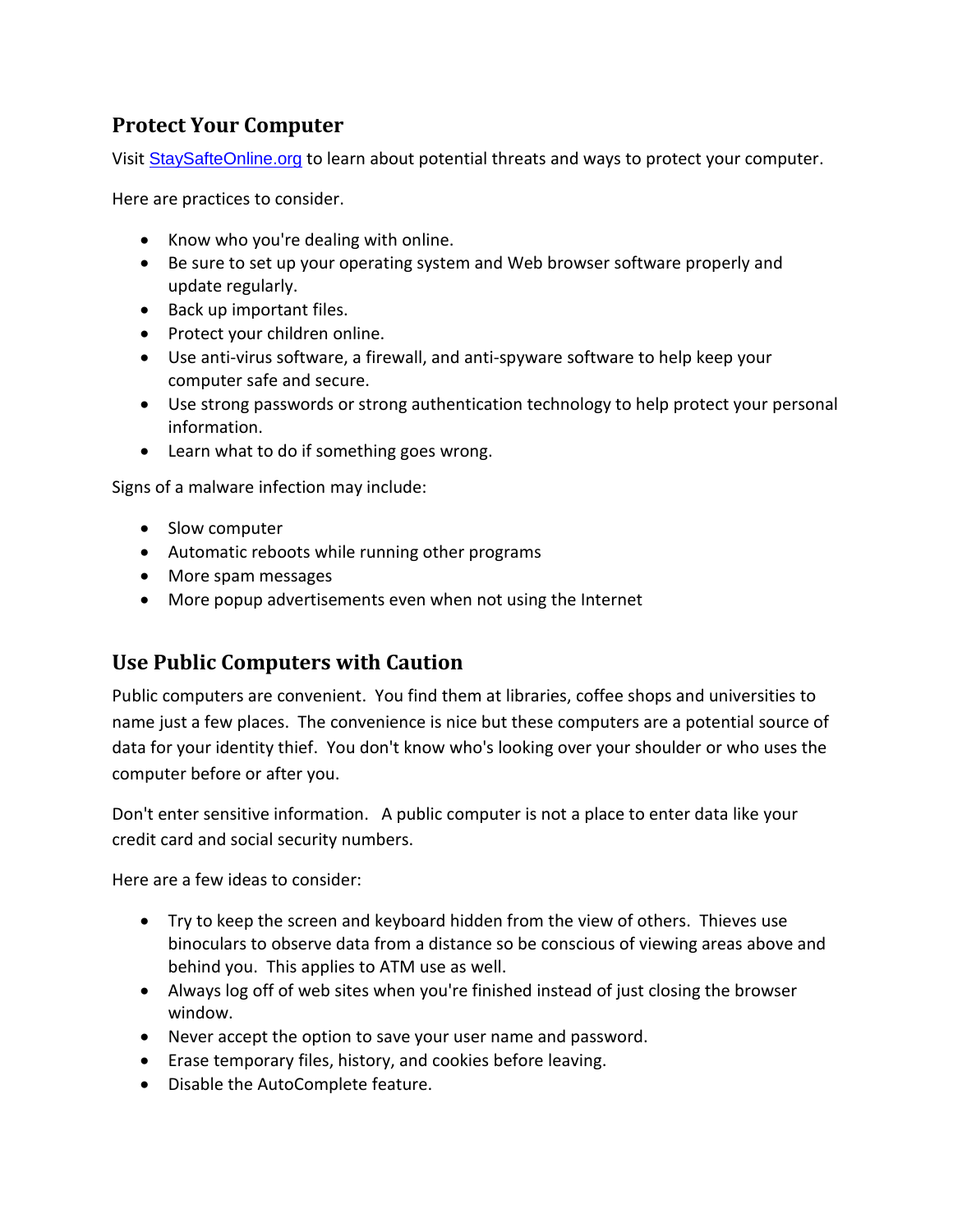## Protect Your Computer

Visit StaySafteOnline.org to learn about potential threats and ways to protect your computer.

Here are practices to consider.

- Know who you're dealing with online.
- Be sure to set up your operating system and Web browser software properly and update regularly.
- Back up important files.
- Protect your children online.
- Use anti-virus software, a firewall, and anti-spyware software to help keep your computer safe and secure.
- Use strong passwords or strong authentication technology to help protect your personal information.
- Learn what to do if something goes wrong.

Signs of a malware infection may include:

- Slow computer
- Automatic reboots while running other programs
- More spam messages
- More popup advertisements even when not using the Internet

## Use Public Computers with Caution

Public computers are convenient. You find them at libraries, coffee shops and universities to name just a few places. The convenience is nice but these computers are a potential source of data for your identity thief. You don't know who's looking over your shoulder or who uses the computer before or after you.

Don't enter sensitive information. A public computer is not a place to enter data like your credit card and social security numbers.

Here are a few ideas to consider:

- Try to keep the screen and keyboard hidden from the view of others. Thieves use binoculars to observe data from a distance so be conscious of viewing areas above and behind you. This applies to ATM use as well.
- Always log off of web sites when you're finished instead of just closing the browser window.
- Never accept the option to save your user name and password.
- Erase temporary files, history, and cookies before leaving.
- Disable the AutoComplete feature.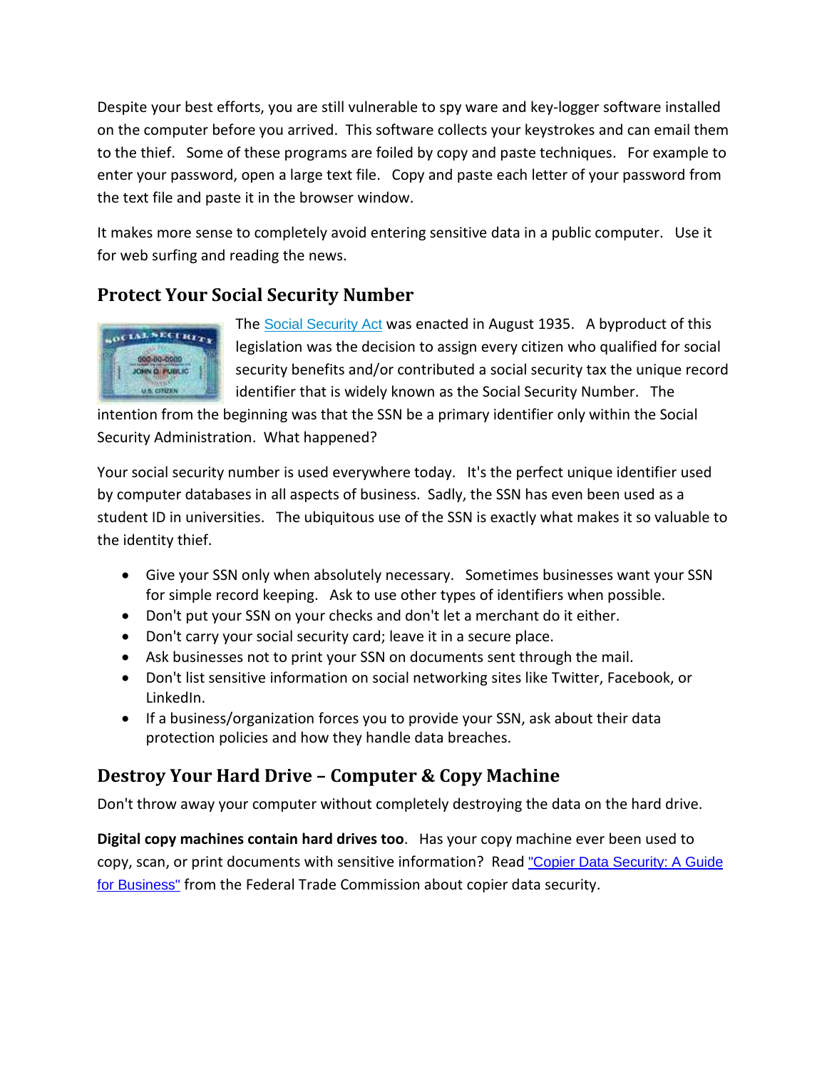Despite your best efforts, you are still vulnerable to spy ware and key-logger software installed on the computer before you arrived. This software collects your keystrokes and can email them to the thief. Some of these programs are foiled by copy and paste techniques. For example to enter your password, open a large text file. Copy and paste each letter of your password from the text file and paste it in the browser window.

It makes more sense to completely avoid entering sensitive data in a public computer. Use it for web surfing and reading the news.

## Protect Your Social Security Number

The Social Security Act was enacted in August 1935. A byproduct of this legislation was the decision to assign every citizen who qualified for social security benefits and/or contributed a social security tax the unique record identifier that is widely known as the Social Security Number. The intention from the beginning was that the SSN be a primary identifier only within the Social Security Administration. What happened?

Your social security number is used everywhere today. It's the perfect unique identifier used by computer databases in all aspects of business. Sadly, the SSN has even been used as a student ID in universities. The ubiquitous use of the SSN is exactly what makes it so valuable to the identity thief.

- Give your SSN only when absolutely necessary. Sometimes businesses want your SSN for simple record keeping. Ask to use other types of identifiers when possible.
- Don't put your SSN on your checks and don't let a merchant do it either.
- Don't carry your social security card; leave it in a secure place.
- Ask businesses not to print your SSN on documents sent through the mail.
- Don't list sensitive information on social networking sites like Twitter, Facebook, or LinkedIn.
- If a business/organization forces you to provide your SSN, ask about their data protection policies and how they handle data breaches.

## Destroy Your Hard Drive – Computer & Copy Machine

Don't throw away your computer without completely destroying the data on the hard drive.

**Digital copy machines contain hard drives too**. Has your copy machine ever been used to copy, scan, or print documents with sensitive information? Read "Copier Data Security: A Guide for Business" from the Federal Trade Commission about copier data security.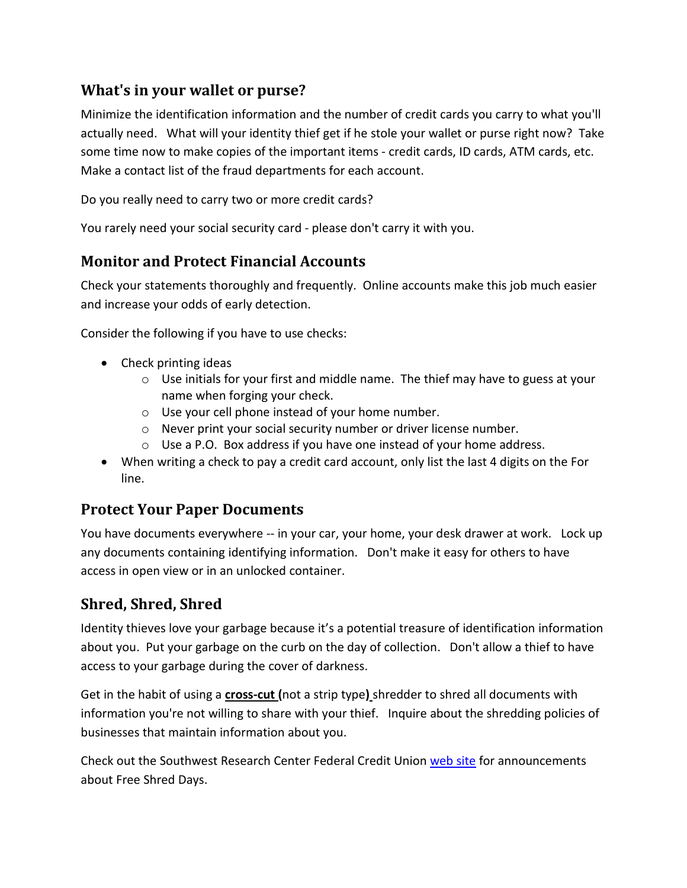## What's in your wallet or purse?

Minimize the identification information and the number of credit cards you carry to what you'll actually need. What will your identity thief get if he stole your wallet or purse right now? Take some time now to make copies of the important items - credit cards, ID cards, ATM cards, etc. Make a contact list of the fraud departments for each account.

Do you really need to carry two or more credit cards?

You rarely need your social security card - please don't carry it with you.

## Monitor and Protect Financial Accounts

Check your statements thoroughly and frequently. Online accounts make this job much easier and increase your odds of early detection.

Consider the following if you have to use checks:

- Check printing ideas
  - Use initials for your first and middle name. The thief may have to guess at your name when forging your check.
  - Use your cell phone instead of your home number.
  - Never print your social security number or driver license number.
  - Use a P.O. Box address if you have one instead of your home address.
- When writing a check to pay a credit card account, only list the last 4 digits on the For line.

## Protect Your Paper Documents

You have documents everywhere -- in your car, your home, your desk drawer at work. Lock up any documents containing identifying information. Don't make it easy for others to have access in open view or in an unlocked container.

## Shred, Shred, Shred

Identity thieves love your garbage because it's a potential treasure of identification information about you. Put your garbage on the curb on the day of collection. Don't allow a thief to have access to your garbage during the cover of darkness.

Get in the habit of using a **cross-cut (**not a strip type**)** shredder to shred all documents with information you're not willing to share with your thief. Inquire about the shredding policies of businesses that maintain information about you.

Check out the Southwest Research Center Federal Credit Union web site for announcements about Free Shred Days.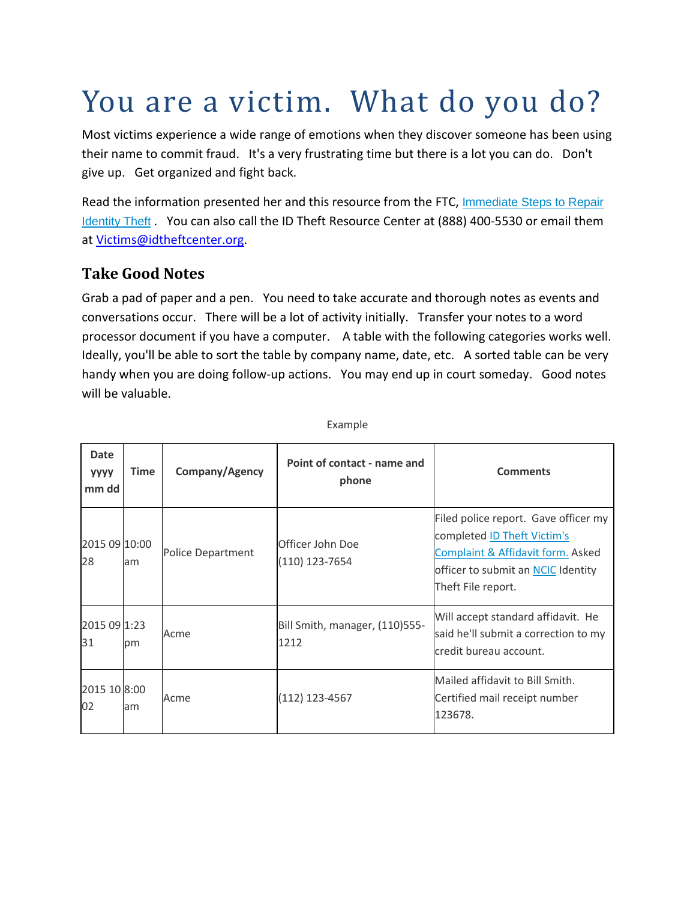# You are a victim. What do you do?

Most victims experience a wide range of emotions when they discover someone has been using their name to commit fraud. It's a very frustrating time but there is a lot you can do. Don't give up. Get organized and fight back.

Read the information presented her and this resource from the FTC, Immediate Steps to Repair Identity Theft . You can also call the ID Theft Resource Center at (888) 400-5530 or email them at Victims@idtheftcenter.org.

## Take Good Notes

Grab a pad of paper and a pen. You need to take accurate and thorough notes as events and conversations occur. There will be a lot of activity initially. Transfer your notes to a word processor document if you have a computer. A table with the following categories works well. Ideally, you'll be able to sort the table by company name, date, etc. A sorted table can be very handy when you are doing follow-up actions. You may end up in court someday. Good notes will be valuable.

Example

| Date yyyy mm dd | Time | Company/Agency | Point of contact - name and phone | Comments |
|---|---|---|---|---|
| 2015 09 28 | 10:00 am | Police Department | Officer John Doe (110) 123-7654 | Filed police report. Gave officer my completed ID Theft Victim's Complaint & Affidavit form. Asked officer to submit an NCIC Identity Theft File report. |
| 2015 09 31 | 1:23 pm | Acme | Bill Smith, manager, (110)555-1212 | Will accept standard affidavit. He said he'll submit a correction to my credit bureau account. |
| 2015 10 02 | 8:00 am | Acme | (112) 123-4567 | Mailed affidavit to Bill Smith. Certified mail receipt number 123678. |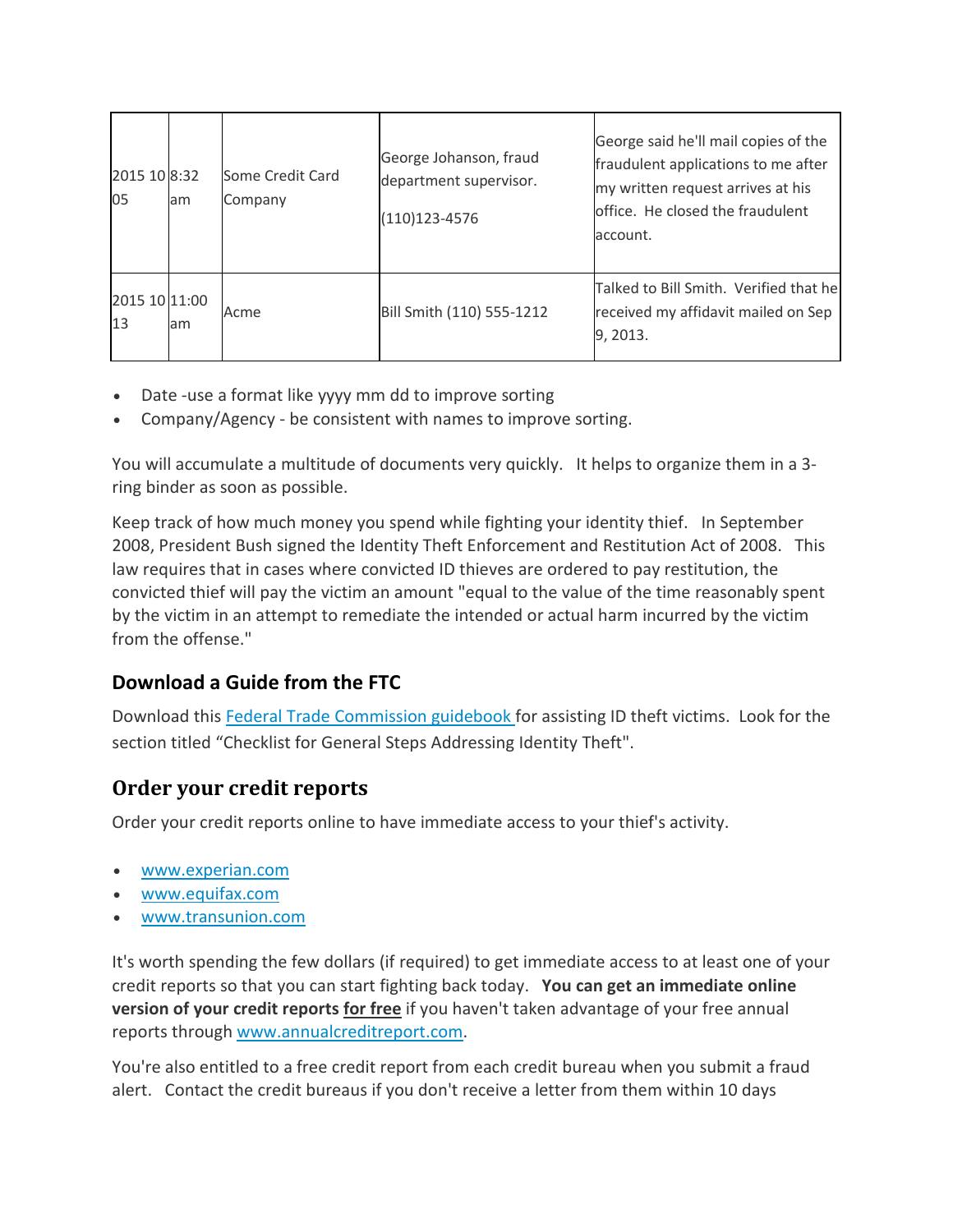| 2015 10 05 | 8:32 am | Some Credit Card Company | George Johanson, fraud department supervisor. (110)123-4576 | George said he'll mail copies of the fraudulent applications to me after my written request arrives at his office. He closed the fraudulent account. |
|---|---|---|---|---|
| 2015 10 13 | 11:00 am | Acme | Bill Smith (110) 555-1212 | Talked to Bill Smith. Verified that he received my affidavit mailed on Sep 9, 2013. |

- Date -use a format like yyyy mm dd to improve sorting
- Company/Agency - be consistent with names to improve sorting.

You will accumulate a multitude of documents very quickly. It helps to organize them in a 3-ring binder as soon as possible.

Keep track of how much money you spend while fighting your identity thief. In September 2008, President Bush signed the Identity Theft Enforcement and Restitution Act of 2008. This law requires that in cases where convicted ID thieves are ordered to pay restitution, the convicted thief will pay the victim an amount "equal to the value of the time reasonably spent by the victim in an attempt to remediate the intended or actual harm incurred by the victim from the offense."

## Download a Guide from the FTC

Download this Federal Trade Commission guidebook for assisting ID theft victims. Look for the section titled "Checklist for General Steps Addressing Identity Theft".

## Order your credit reports

Order your credit reports online to have immediate access to your thief's activity.

- www.experian.com
- www.equifax.com
- www.transunion.com

It's worth spending the few dollars (if required) to get immediate access to at least one of your credit reports so that you can start fighting back today. **You can get an immediate online version of your credit reports <u>for free</u>** if you haven't taken advantage of your free annual reports through www.annualcreditreport.com.

You're also entitled to a free credit report from each credit bureau when you submit a fraud alert. Contact the credit bureaus if you don't receive a letter from them within 10 days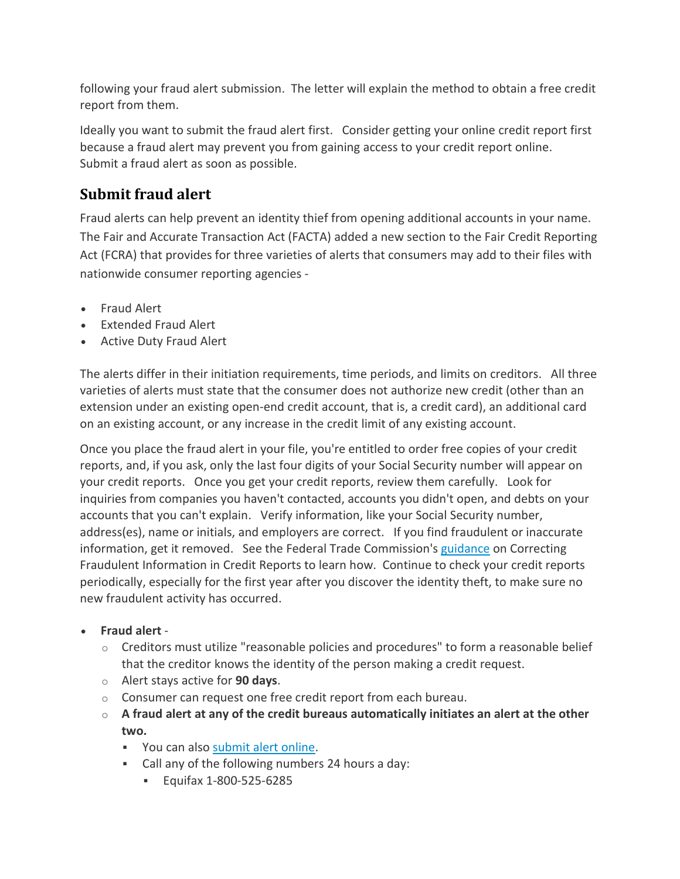following your fraud alert submission. The letter will explain the method to obtain a free credit report from them.

Ideally you want to submit the fraud alert first. Consider getting your online credit report first because a fraud alert may prevent you from gaining access to your credit report online. Submit a fraud alert as soon as possible.

## Submit fraud alert

Fraud alerts can help prevent an identity thief from opening additional accounts in your name. The Fair and Accurate Transaction Act (FACTA) added a new section to the Fair Credit Reporting Act (FCRA) that provides for three varieties of alerts that consumers may add to their files with nationwide consumer reporting agencies -

- Fraud Alert
- Extended Fraud Alert
- Active Duty Fraud Alert

The alerts differ in their initiation requirements, time periods, and limits on creditors. All three varieties of alerts must state that the consumer does not authorize new credit (other than an extension under an existing open-end credit account, that is, a credit card), an additional card on an existing account, or any increase in the credit limit of any existing account.

Once you place the fraud alert in your file, you're entitled to order free copies of your credit reports, and, if you ask, only the last four digits of your Social Security number will appear on your credit reports. Once you get your credit reports, review them carefully. Look for inquiries from companies you haven't contacted, accounts you didn't open, and debts on your accounts that you can't explain. Verify information, like your Social Security number, address(es), name or initials, and employers are correct. If you find fraudulent or inaccurate information, get it removed. See the Federal Trade Commission's guidance on Correcting Fraudulent Information in Credit Reports to learn how. Continue to check your credit reports periodically, especially for the first year after you discover the identity theft, to make sure no new fraudulent activity has occurred.

- **Fraud alert** -
  - Creditors must utilize "reasonable policies and procedures" to form a reasonable belief that the creditor knows the identity of the person making a credit request.
  - Alert stays active for **90 days**.
  - Consumer can request one free credit report from each bureau.
  - **A fraud alert at any of the credit bureaus automatically initiates an alert at the other two.**
    - You can also submit alert online.
    - Call any of the following numbers 24 hours a day:
      - Equifax 1-800-525-6285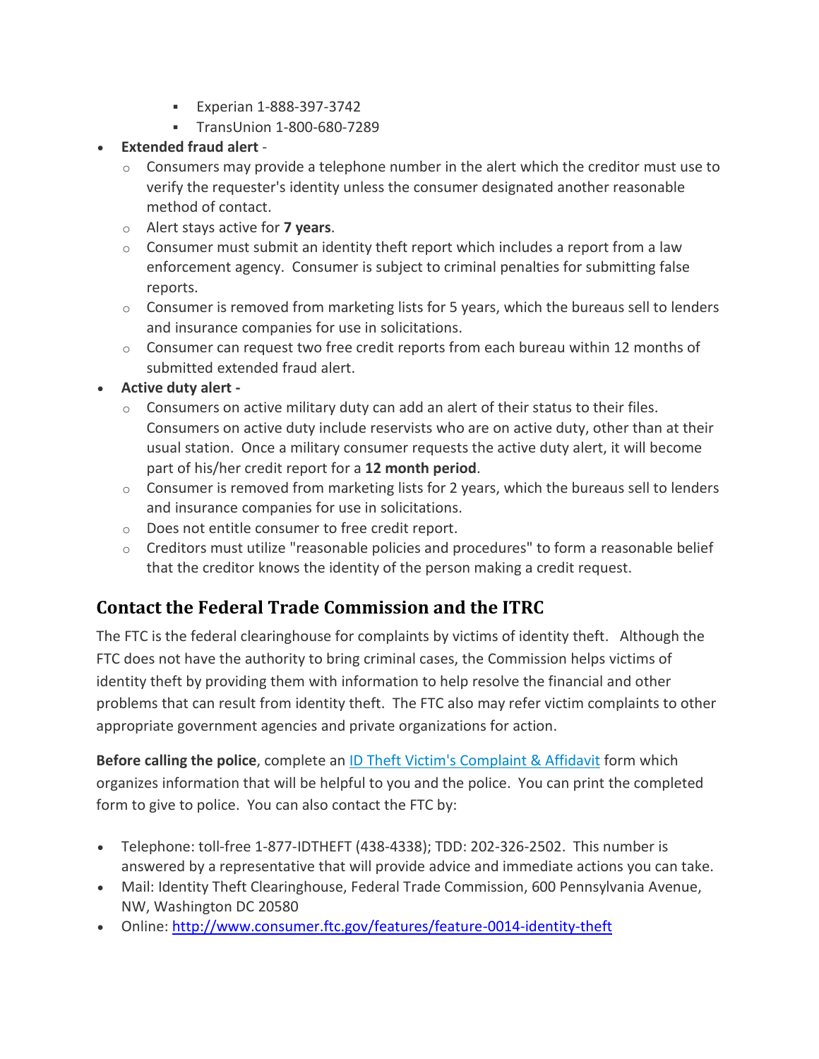- Experian 1-888-397-3742
    - TransUnion 1-800-680-7289
- **Extended fraud alert** -
  - Consumers may provide a telephone number in the alert which the creditor must use to verify the requester's identity unless the consumer designated another reasonable method of contact.
  - Alert stays active for **7 years**.
  - Consumer must submit an identity theft report which includes a report from a law enforcement agency. Consumer is subject to criminal penalties for submitting false reports.
  - Consumer is removed from marketing lists for 5 years, which the bureaus sell to lenders and insurance companies for use in solicitations.
  - Consumer can request two free credit reports from each bureau within 12 months of submitted extended fraud alert.
- **Active duty alert -**
  - Consumers on active military duty can add an alert of their status to their files. Consumers on active duty include reservists who are on active duty, other than at their usual station. Once a military consumer requests the active duty alert, it will become part of his/her credit report for a **12 month period**.
  - Consumer is removed from marketing lists for 2 years, which the bureaus sell to lenders and insurance companies for use in solicitations.
  - Does not entitle consumer to free credit report.
  - Creditors must utilize "reasonable policies and procedures" to form a reasonable belief that the creditor knows the identity of the person making a credit request.

## Contact the Federal Trade Commission and the ITRC

The FTC is the federal clearinghouse for complaints by victims of identity theft. Although the FTC does not have the authority to bring criminal cases, the Commission helps victims of identity theft by providing them with information to help resolve the financial and other problems that can result from identity theft. The FTC also may refer victim complaints to other appropriate government agencies and private organizations for action.

**Before calling the police**, complete an ID Theft Victim's Complaint & Affidavit form which organizes information that will be helpful to you and the police. You can print the completed form to give to police. You can also contact the FTC by:

- Telephone: toll-free 1-877-IDTHEFT (438-4338); TDD: 202-326-2502. This number is answered by a representative that will provide advice and immediate actions you can take.
- Mail: Identity Theft Clearinghouse, Federal Trade Commission, 600 Pennsylvania Avenue, NW, Washington DC 20580
- Online: http://www.consumer.ftc.gov/features/feature-0014-identity-theft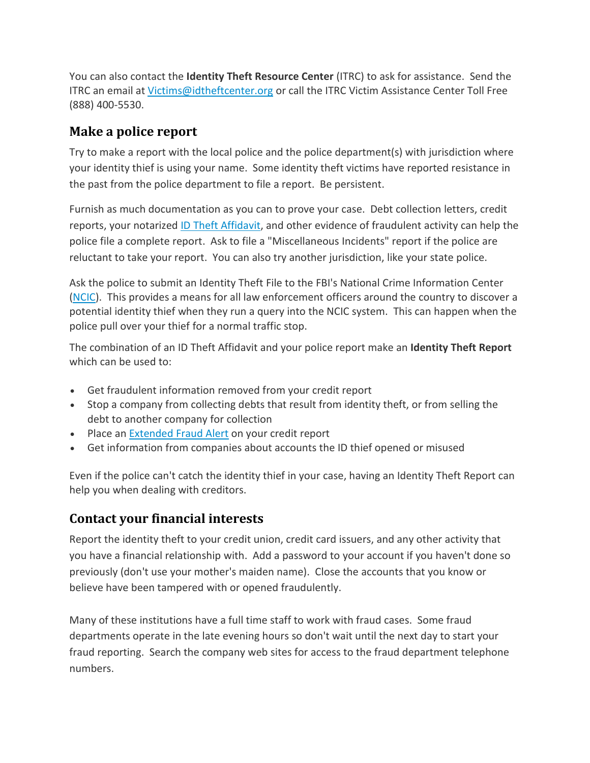You can also contact the **Identity Theft Resource Center** (ITRC) to ask for assistance. Send the ITRC an email at [Victims@idtheftcenter.org](mailto:Victims@idtheftcenter.org) or call the ITRC Victim Assistance Center Toll Free (888) 400-5530.

## Make a police report

Try to make a report with the local police and the police department(s) with jurisdiction where your identity thief is using your name. Some identity theft victims have reported resistance in the past from the police department to file a report. Be persistent.

Furnish as much documentation as you can to prove your case. Debt collection letters, credit reports, your notarized [ID Theft Affidavit](), and other evidence of fraudulent activity can help the police file a complete report. Ask to file a "Miscellaneous Incidents" report if the police are reluctant to take your report. You can also try another jurisdiction, like your state police.

Ask the police to submit an Identity Theft File to the FBI's National Crime Information Center ([NCIC]()). This provides a means for all law enforcement officers around the country to discover a potential identity thief when they run a query into the NCIC system. This can happen when the police pull over your thief for a normal traffic stop.

The combination of an ID Theft Affidavit and your police report make an **Identity Theft Report** which can be used to:

- Get fraudulent information removed from your credit report
- Stop a company from collecting debts that result from identity theft, or from selling the debt to another company for collection
- Place an [Extended Fraud Alert]() on your credit report
- Get information from companies about accounts the ID thief opened or misused

Even if the police can't catch the identity thief in your case, having an Identity Theft Report can help you when dealing with creditors.

## Contact your financial interests

Report the identity theft to your credit union, credit card issuers, and any other activity that you have a financial relationship with. Add a password to your account if you haven't done so previously (don't use your mother's maiden name). Close the accounts that you know or believe have been tampered with or opened fraudulently.

Many of these institutions have a full time staff to work with fraud cases. Some fraud departments operate in the late evening hours so don't wait until the next day to start your fraud reporting. Search the company web sites for access to the fraud department telephone numbers.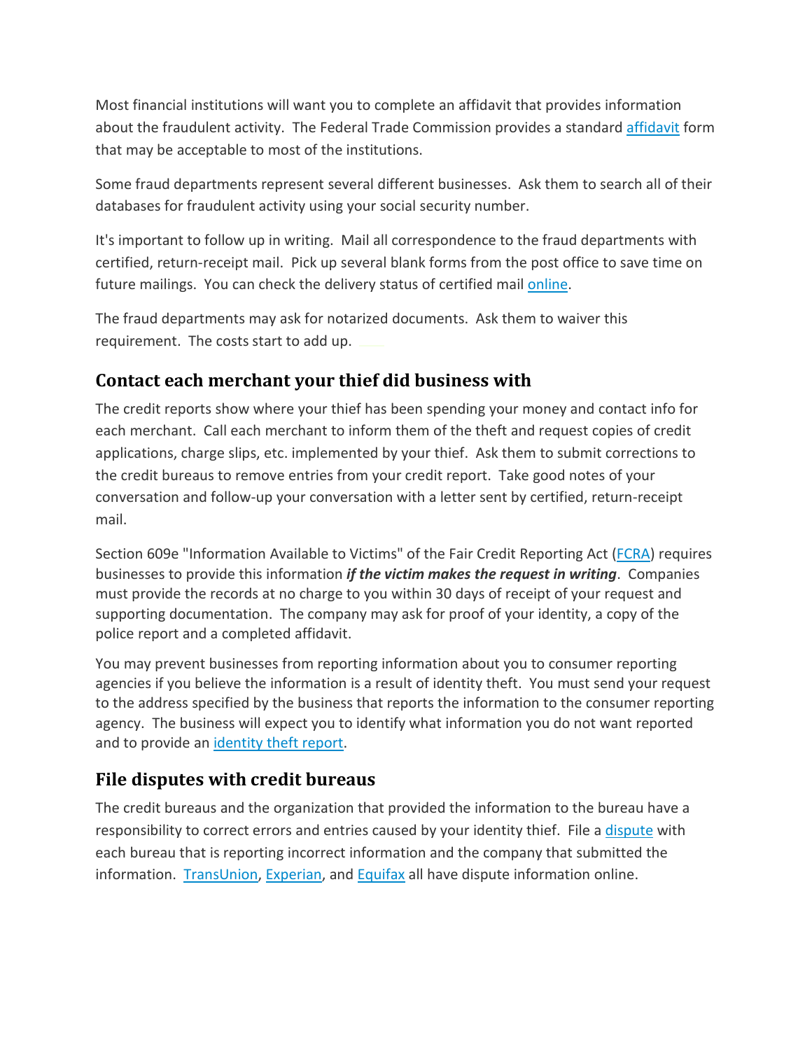Most financial institutions will want you to complete an affidavit that provides information about the fraudulent activity. The Federal Trade Commission provides a standard affidavit form that may be acceptable to most of the institutions.

Some fraud departments represent several different businesses. Ask them to search all of their databases for fraudulent activity using your social security number.

It's important to follow up in writing. Mail all correspondence to the fraud departments with certified, return-receipt mail. Pick up several blank forms from the post office to save time on future mailings. You can check the delivery status of certified mail online.

The fraud departments may ask for notarized documents. Ask them to waiver this requirement. The costs start to add up.

## Contact each merchant your thief did business with

The credit reports show where your thief has been spending your money and contact info for each merchant. Call each merchant to inform them of the theft and request copies of credit applications, charge slips, etc. implemented by your thief. Ask them to submit corrections to the credit bureaus to remove entries from your credit report. Take good notes of your conversation and follow-up your conversation with a letter sent by certified, return-receipt mail.

Section 609e "Information Available to Victims" of the Fair Credit Reporting Act (FCRA) requires businesses to provide this information ***if the victim makes the request in writing***. Companies must provide the records at no charge to you within 30 days of receipt of your request and supporting documentation. The company may ask for proof of your identity, a copy of the police report and a completed affidavit.

You may prevent businesses from reporting information about you to consumer reporting agencies if you believe the information is a result of identity theft. You must send your request to the address specified by the business that reports the information to the consumer reporting agency. The business will expect you to identify what information you do not want reported and to provide an identity theft report.

## File disputes with credit bureaus

The credit bureaus and the organization that provided the information to the bureau have a responsibility to correct errors and entries caused by your identity thief. File a dispute with each bureau that is reporting incorrect information and the company that submitted the information. TransUnion, Experian, and Equifax all have dispute information online.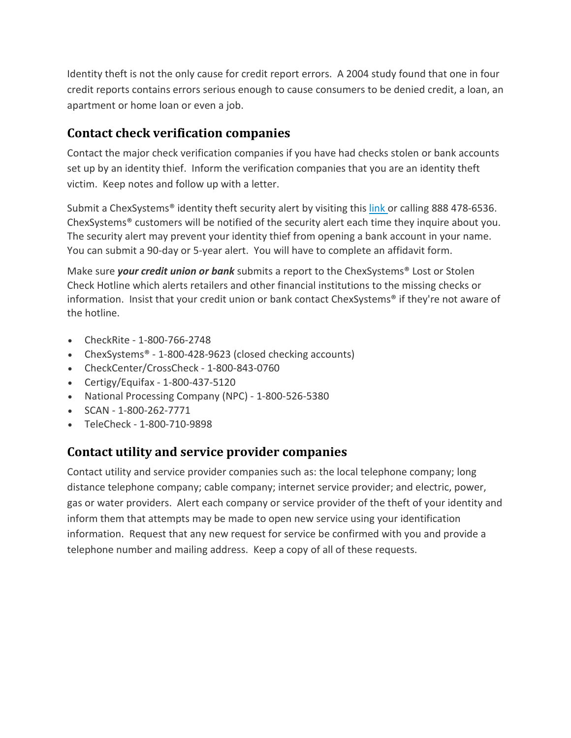Identity theft is not the only cause for credit report errors. A 2004 study found that one in four credit reports contains errors serious enough to cause consumers to be denied credit, a loan, an apartment or home loan or even a job.

## Contact check verification companies

Contact the major check verification companies if you have had checks stolen or bank accounts set up by an identity thief. Inform the verification companies that you are an identity theft victim. Keep notes and follow up with a letter.

Submit a ChexSystems® identity theft security alert by visiting this link or calling 888 478-6536. ChexSystems® customers will be notified of the security alert each time they inquire about you. The security alert may prevent your identity thief from opening a bank account in your name. You can submit a 90-day or 5-year alert. You will have to complete an affidavit form.

Make sure ***your credit union or bank*** submits a report to the ChexSystems® Lost or Stolen Check Hotline which alerts retailers and other financial institutions to the missing checks or information. Insist that your credit union or bank contact ChexSystems® if they're not aware of the hotline.

- CheckRite - 1-800-766-2748
- ChexSystems® - 1-800-428-9623 (closed checking accounts)
- CheckCenter/CrossCheck - 1-800-843-0760
- Certigy/Equifax - 1-800-437-5120
- National Processing Company (NPC) - 1-800-526-5380
- SCAN - 1-800-262-7771
- TeleCheck - 1-800-710-9898

## Contact utility and service provider companies

Contact utility and service provider companies such as: the local telephone company; long distance telephone company; cable company; internet service provider; and electric, power, gas or water providers. Alert each company or service provider of the theft of your identity and inform them that attempts may be made to open new service using your identification information. Request that any new request for service be confirmed with you and provide a telephone number and mailing address. Keep a copy of all of these requests.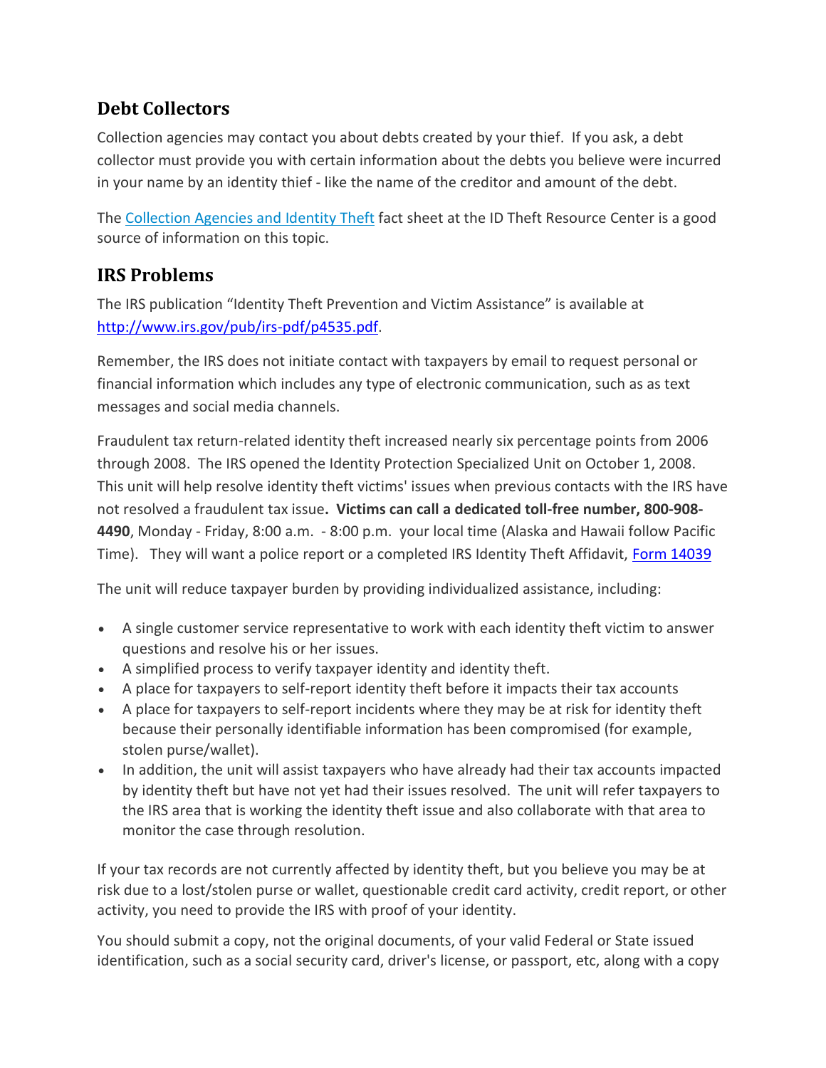## Debt Collectors

Collection agencies may contact you about debts created by your thief. If you ask, a debt collector must provide you with certain information about the debts you believe were incurred in your name by an identity thief - like the name of the creditor and amount of the debt.

The Collection Agencies and Identity Theft fact sheet at the ID Theft Resource Center is a good source of information on this topic.

## IRS Problems

The IRS publication "Identity Theft Prevention and Victim Assistance" is available at http://www.irs.gov/pub/irs-pdf/p4535.pdf.

Remember, the IRS does not initiate contact with taxpayers by email to request personal or financial information which includes any type of electronic communication, such as as text messages and social media channels.

Fraudulent tax return-related identity theft increased nearly six percentage points from 2006 through 2008. The IRS opened the Identity Protection Specialized Unit on October 1, 2008. This unit will help resolve identity theft victims' issues when previous contacts with the IRS have not resolved a fraudulent tax issue**. Victims can call a dedicated toll-free number, 800-908-4490**, Monday - Friday, 8:00 a.m. - 8:00 p.m. your local time (Alaska and Hawaii follow Pacific Time). They will want a police report or a completed IRS Identity Theft Affidavit, Form 14039

The unit will reduce taxpayer burden by providing individualized assistance, including:

- A single customer service representative to work with each identity theft victim to answer questions and resolve his or her issues.
- A simplified process to verify taxpayer identity and identity theft.
- A place for taxpayers to self-report identity theft before it impacts their tax accounts
- A place for taxpayers to self-report incidents where they may be at risk for identity theft because their personally identifiable information has been compromised (for example, stolen purse/wallet).
- In addition, the unit will assist taxpayers who have already had their tax accounts impacted by identity theft but have not yet had their issues resolved. The unit will refer taxpayers to the IRS area that is working the identity theft issue and also collaborate with that area to monitor the case through resolution.

If your tax records are not currently affected by identity theft, but you believe you may be at risk due to a lost/stolen purse or wallet, questionable credit card activity, credit report, or other activity, you need to provide the IRS with proof of your identity.

You should submit a copy, not the original documents, of your valid Federal or State issued identification, such as a social security card, driver's license, or passport, etc, along with a copy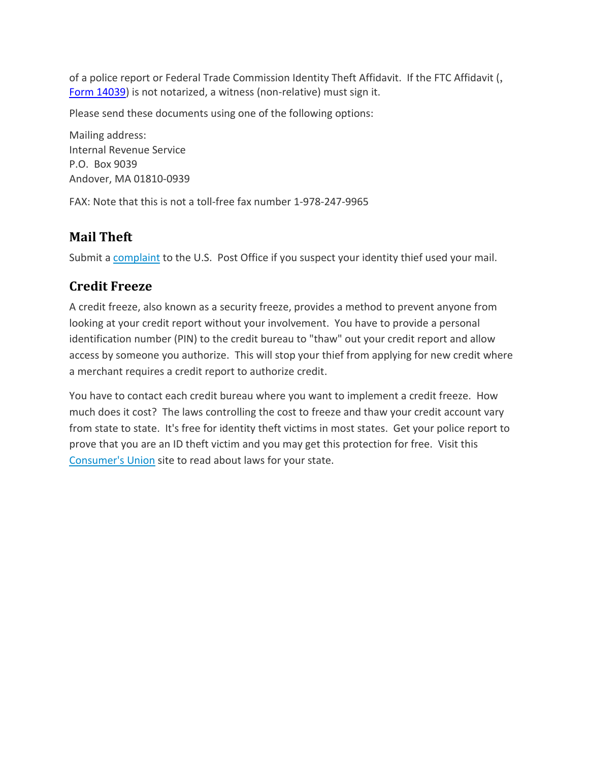of a police report or Federal Trade Commission Identity Theft Affidavit. If the FTC Affidavit (, Form 14039) is not notarized, a witness (non-relative) must sign it.

Please send these documents using one of the following options:

Mailing address:
Internal Revenue Service
P.O. Box 9039
Andover, MA 01810-0939

FAX: Note that this is not a toll-free fax number 1-978-247-9965

## Mail Theft

Submit a complaint to the U.S. Post Office if you suspect your identity thief used your mail.

## Credit Freeze

A credit freeze, also known as a security freeze, provides a method to prevent anyone from looking at your credit report without your involvement. You have to provide a personal identification number (PIN) to the credit bureau to "thaw" out your credit report and allow access by someone you authorize. This will stop your thief from applying for new credit where a merchant requires a credit report to authorize credit.

You have to contact each credit bureau where you want to implement a credit freeze. How much does it cost? The laws controlling the cost to freeze and thaw your credit account vary from state to state. It's free for identity theft victims in most states. Get your police report to prove that you are an ID theft victim and you may get this protection for free. Visit this Consumer's Union site to read about laws for your state.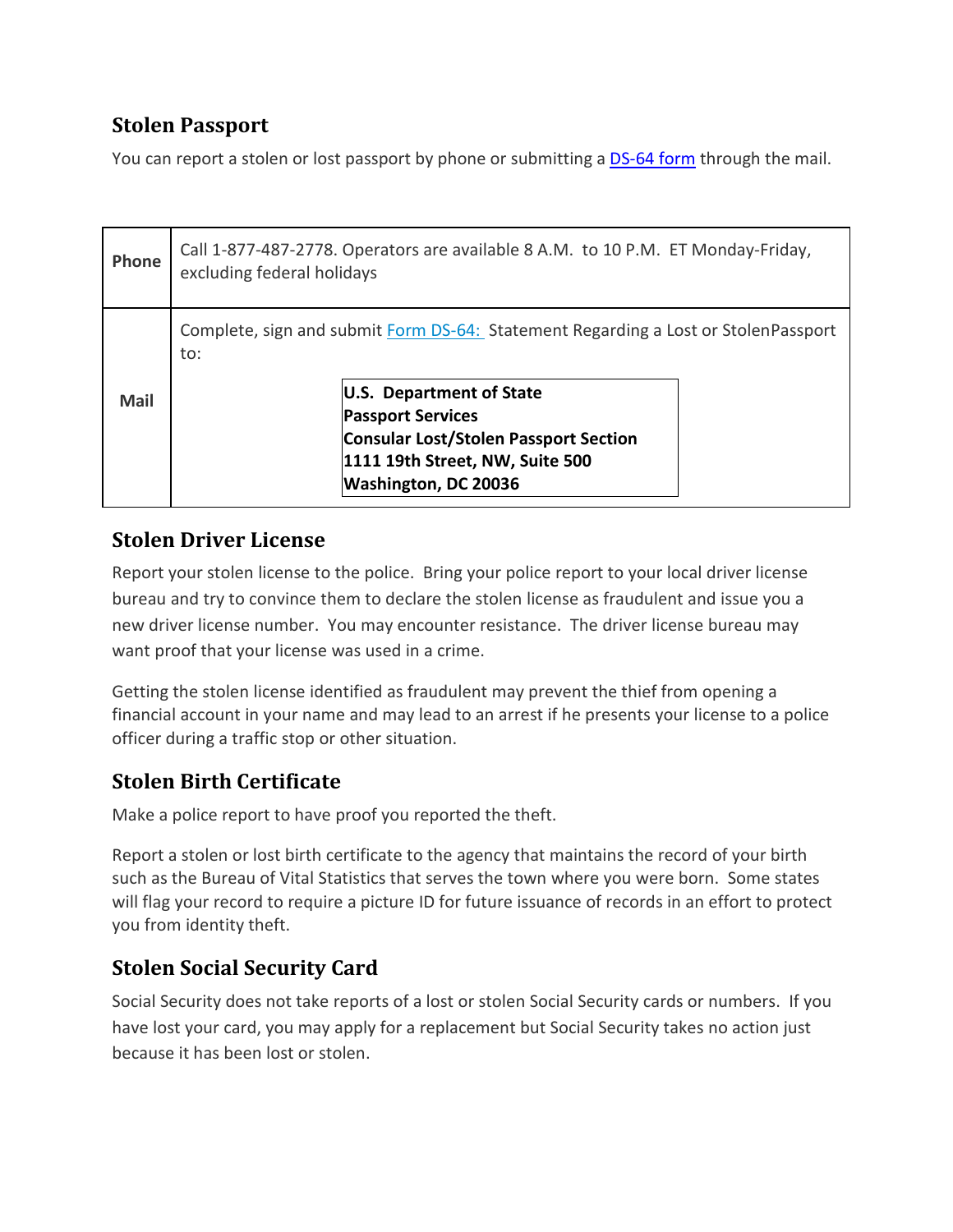## Stolen Passport

You can report a stolen or lost passport by phone or submitting a DS-64 form through the mail.

| | |
|---|---|
| **Phone** | Call 1-877-487-2778. Operators are available 8 A.M. to 10 P.M. ET Monday-Friday, excluding federal holidays |
| **Mail** | Complete, sign and submit Form DS-64: Statement Regarding a Lost or StolenPassport to:<br><br>**U.S. Department of State**<br>**Passport Services**<br>**Consular Lost/Stolen Passport Section**<br>**1111 19th Street, NW, Suite 500**<br>**Washington, DC 20036** |

## Stolen Driver License

Report your stolen license to the police. Bring your police report to your local driver license bureau and try to convince them to declare the stolen license as fraudulent and issue you a new driver license number. You may encounter resistance. The driver license bureau may want proof that your license was used in a crime.

Getting the stolen license identified as fraudulent may prevent the thief from opening a financial account in your name and may lead to an arrest if he presents your license to a police officer during a traffic stop or other situation.

## Stolen Birth Certificate

Make a police report to have proof you reported the theft.

Report a stolen or lost birth certificate to the agency that maintains the record of your birth such as the Bureau of Vital Statistics that serves the town where you were born. Some states will flag your record to require a picture ID for future issuance of records in an effort to protect you from identity theft.

## Stolen Social Security Card

Social Security does not take reports of a lost or stolen Social Security cards or numbers. If you have lost your card, you may apply for a replacement but Social Security takes no action just because it has been lost or stolen.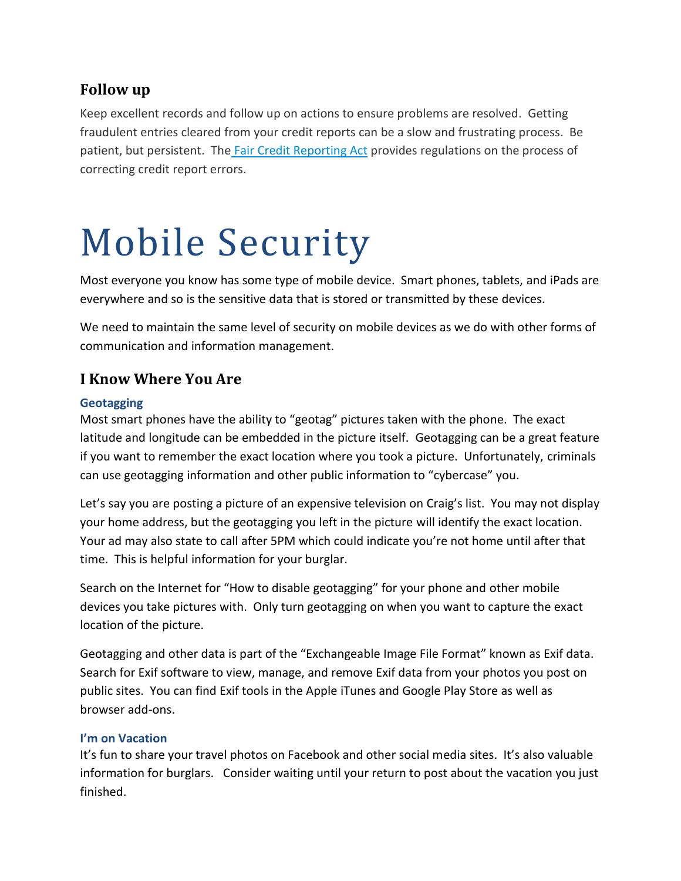## Follow up

Keep excellent records and follow up on actions to ensure problems are resolved. Getting fraudulent entries cleared from your credit reports can be a slow and frustrating process. Be patient, but persistent. The Fair Credit Reporting Act provides regulations on the process of correcting credit report errors.

# Mobile Security

Most everyone you know has some type of mobile device. Smart phones, tablets, and iPads are everywhere and so is the sensitive data that is stored or transmitted by these devices.

We need to maintain the same level of security on mobile devices as we do with other forms of communication and information management.

## I Know Where You Are

### Geotagging

Most smart phones have the ability to "geotag" pictures taken with the phone. The exact latitude and longitude can be embedded in the picture itself. Geotagging can be a great feature if you want to remember the exact location where you took a picture. Unfortunately, criminals can use geotagging information and other public information to "cybercase" you.

Let's say you are posting a picture of an expensive television on Craig's list. You may not display your home address, but the geotagging you left in the picture will identify the exact location. Your ad may also state to call after 5PM which could indicate you're not home until after that time. This is helpful information for your burglar.

Search on the Internet for "How to disable geotagging" for your phone and other mobile devices you take pictures with. Only turn geotagging on when you want to capture the exact location of the picture.

Geotagging and other data is part of the "Exchangeable Image File Format" known as Exif data. Search for Exif software to view, manage, and remove Exif data from your photos you post on public sites. You can find Exif tools in the Apple iTunes and Google Play Store as well as browser add-ons.

### I'm on Vacation

It's fun to share your travel photos on Facebook and other social media sites. It's also valuable information for burglars. Consider waiting until your return to post about the vacation you just finished.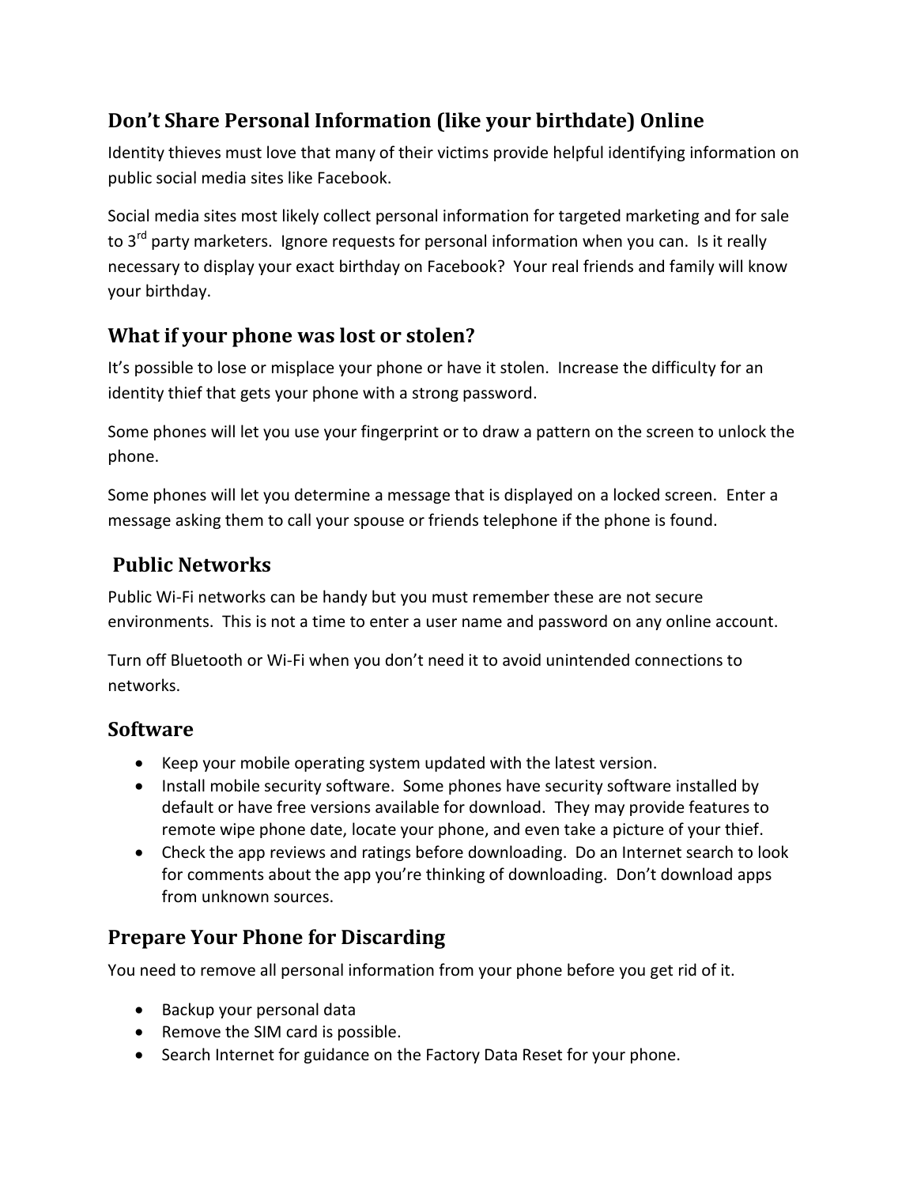## Don’t Share Personal Information (like your birthdate) Online

Identity thieves must love that many of their victims provide helpful identifying information on public social media sites like Facebook.

Social media sites most likely collect personal information for targeted marketing and for sale to 3rd party marketers. Ignore requests for personal information when you can. Is it really necessary to display your exact birthday on Facebook? Your real friends and family will know your birthday.

## What if your phone was lost or stolen?

It’s possible to lose or misplace your phone or have it stolen. Increase the difficulty for an identity thief that gets your phone with a strong password.

Some phones will let you use your fingerprint or to draw a pattern on the screen to unlock the phone.

Some phones will let you determine a message that is displayed on a locked screen. Enter a message asking them to call your spouse or friends telephone if the phone is found.

## Public Networks

Public Wi-Fi networks can be handy but you must remember these are not secure environments. This is not a time to enter a user name and password on any online account.

Turn off Bluetooth or Wi-Fi when you don’t need it to avoid unintended connections to networks.

## Software

- Keep your mobile operating system updated with the latest version.
- Install mobile security software. Some phones have security software installed by default or have free versions available for download. They may provide features to remote wipe phone date, locate your phone, and even take a picture of your thief.
- Check the app reviews and ratings before downloading. Do an Internet search to look for comments about the app you’re thinking of downloading. Don’t download apps from unknown sources.

## Prepare Your Phone for Discarding

You need to remove all personal information from your phone before you get rid of it.

- Backup your personal data
- Remove the SIM card is possible.
- Search Internet for guidance on the Factory Data Reset for your phone.